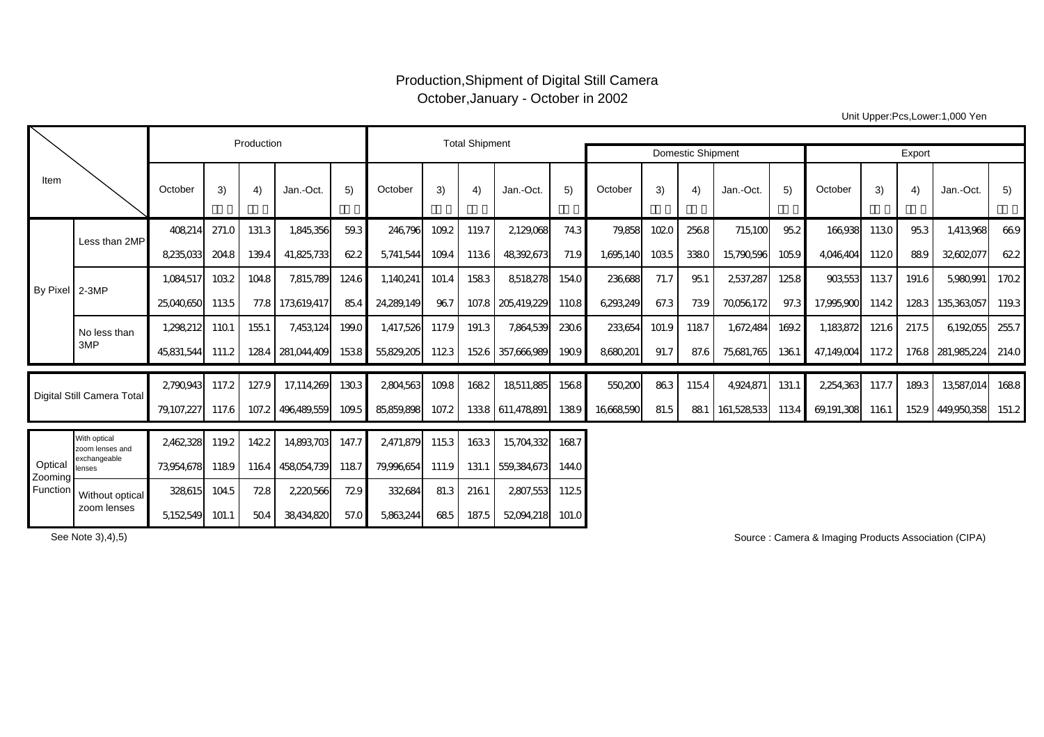# Production,Shipment of Digital Still Camera
## October,January - October in 2002

Unit Upper:Pcs,Lower:1,000 Yen

| Item | | Production | | | | | Total Shipment | | | | | Domestic Shipment | | | | | Export | | | | |
|---|---|---|---|---|---|---|---|---|---|---|---|---|---|---|---|---|---|---|---|---|---|
| | | October | 3) | 4) | Jan.-Oct. | 5) | October | 3) | 4) | Jan.-Oct. | 5) | October | 3) | 4) | Jan.-Oct. | 5) | October | 3) | 4) | Jan.-Oct. | 5) |
| By Pixel | Less than 2MP | 408,214 | 271.0 | 131.3 | 1,845,356 | 59.3 | 246,796 | 109.2 | 119.7 | 2,129,068 | 74.3 | 79,858 | 102.0 | 256.8 | 715,100 | 95.2 | 166,938 | 113.0 | 95.3 | 1,413,968 | 66.9 |
| | | 8,235,033 | 204.8 | 139.4 | 41,825,733 | 62.2 | 5,741,544 | 109.4 | 113.6 | 48,392,673 | 71.9 | 1,695,140 | 103.5 | 338.0 | 15,790,596 | 105.9 | 4,046,404 | 112.0 | 88.9 | 32,602,077 | 62.2 |
| | 2-3MP | 1,084,517 | 103.2 | 104.8 | 7,815,789 | 124.6 | 1,140,241 | 101.4 | 158.3 | 8,518,278 | 154.0 | 236,688 | 71.7 | 95.1 | 2,537,287 | 125.8 | 903,553 | 113.7 | 191.6 | 5,980,991 | 170.2 |
| | | 25,040,650 | 113.5 | 77.8 | 173,619,417 | 85.4 | 24,289,149 | 96.7 | 107.8 | 205,419,229 | 110.8 | 6,293,249 | 67.3 | 73.9 | 70,056,172 | 97.3 | 17,995,900 | 114.2 | 128.3 | 135,363,057 | 119.3 |
| | No less than 3MP | 1,298,212 | 110.1 | 155.1 | 7,453,124 | 199.0 | 1,417,526 | 117.9 | 191.3 | 7,864,539 | 230.6 | 233,654 | 101.9 | 118.7 | 1,672,484 | 169.2 | 1,183,872 | 121.6 | 217.5 | 6,192,055 | 255.7 |
| | | 45,831,544 | 111.2 | 128.4 | 281,044,409 | 153.8 | 55,829,205 | 112.3 | 152.6 | 357,666,989 | 190.9 | 8,680,201 | 91.7 | 87.6 | 75,681,765 | 136.1 | 47,149,004 | 117.2 | 176.8 | 281,985,224 | 214.0 |
| Digital Still Camera Total | | 2,790,943 | 117.2 | 127.9 | 17,114,269 | 130.3 | 2,804,563 | 109.8 | 168.2 | 18,511,885 | 156.8 | 550,200 | 86.3 | 115.4 | 4,924,871 | 131.1 | 2,254,363 | 117.7 | 189.3 | 13,587,014 | 168.8 |
| | | 79,107,227 | 117.6 | 107.2 | 496,489,559 | 109.5 | 85,859,898 | 107.2 | 133.8 | 611,478,891 | 138.9 | 16,668,590 | 81.5 | 88.1 | 161,528,533 | 113.4 | 69,191,308 | 116.1 | 152.9 | 449,950,358 | 151.2 |
| Optical Zooming Function | With optical zoom lenses and exchangeable lenses | 2,462,328 | 119.2 | 142.2 | 14,893,703 | 147.7 | 2,471,879 | 115.3 | 163.3 | 15,704,332 | 168.7 | | | | | | | | | | |
| | | 73,954,678 | 118.9 | 116.4 | 458,054,739 | 118.7 | 79,996,654 | 111.9 | 131.1 | 559,384,673 | 144.0 | | | | | | | | | | |
| | Without optical zoom lenses | 328,615 | 104.5 | 72.8 | 2,220,566 | 72.9 | 332,684 | 81.3 | 216.1 | 2,807,553 | 112.5 | | | | | | | | | | |
| | | 5,152,549 | 101.1 | 50.4 | 38,434,820 | 57.0 | 5,863,244 | 68.5 | 187.5 | 52,094,218 | 101.0 | | | | | | | | | | |

See Note 3),4),5)

Source : Camera & Imaging Products Association (CIPA)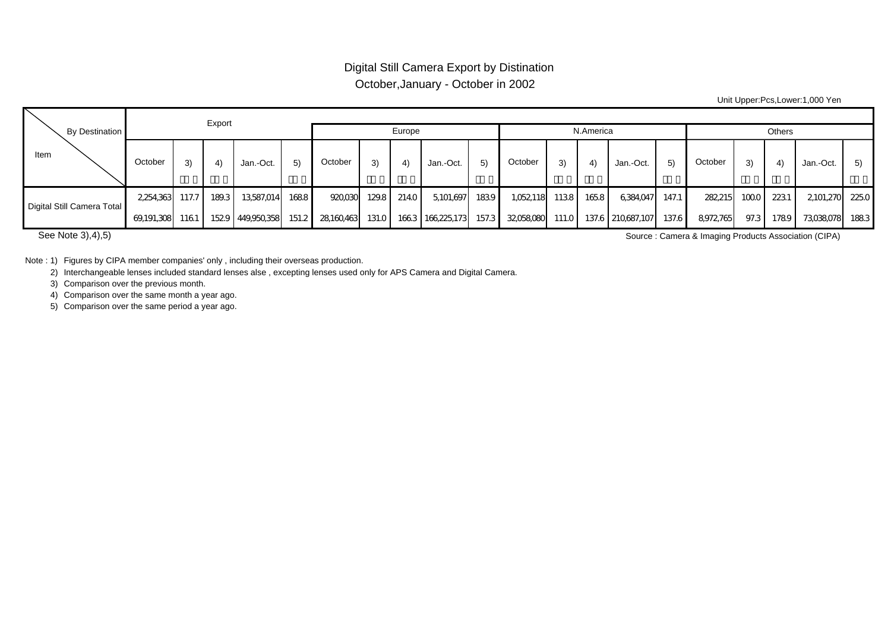# Digital Still Camera Export by Distination

## October,January - October in 2002

Unit Upper:Pcs,Lower:1,000 Yen

| By Destination / Item | Export | | | | | Europe | | | | | N.America | | | | | Others | | | | |
|---|---|---|---|---|---|---|---|---|---|---|---|---|---|---|---|---|---|---|---|---|
| | October | 3) | 4) | Jan.-Oct. | 5) | October | 3) | 4) | Jan.-Oct. | 5) | October | 3) | 4) | Jan.-Oct. | 5) | October | 3) | 4) | Jan.-Oct. | 5) |
| Digital Still Camera Total | 2,254,363 | 117.7 | 189.3 | 13,587,014 | 168.8 | 920,030 | 129.8 | 214.0 | 5,101,697 | 183.9 | 1,052,118 | 113.8 | 165.8 | 6,384,047 | 147.1 | 282,215 | 100.0 | 223.1 | 2,101,270 | 225.0 |
| | 69,191,308 | 116.1 | 152.9 | 449,950,358 | 151.2 | 28,160,463 | 131.0 | 166.3 | 166,225,173 | 157.3 | 32,058,080 | 111.0 | 137.6 | 210,687,107 | 137.6 | 8,972,765 | 97.3 | 178.9 | 73,038,078 | 188.3 |

See Note 3),4),5)

Source : Camera & Imaging Products Association (CIPA)

Note : 1) Figures by CIPA member companies' only , including their overseas production.

2) Interchangeable lenses included standard lenses alse , excepting lenses used only for APS Camera and Digital Camera.

3) Comparison over the previous month.

4) Comparison over the same month a year ago.

5) Comparison over the same period a year ago.